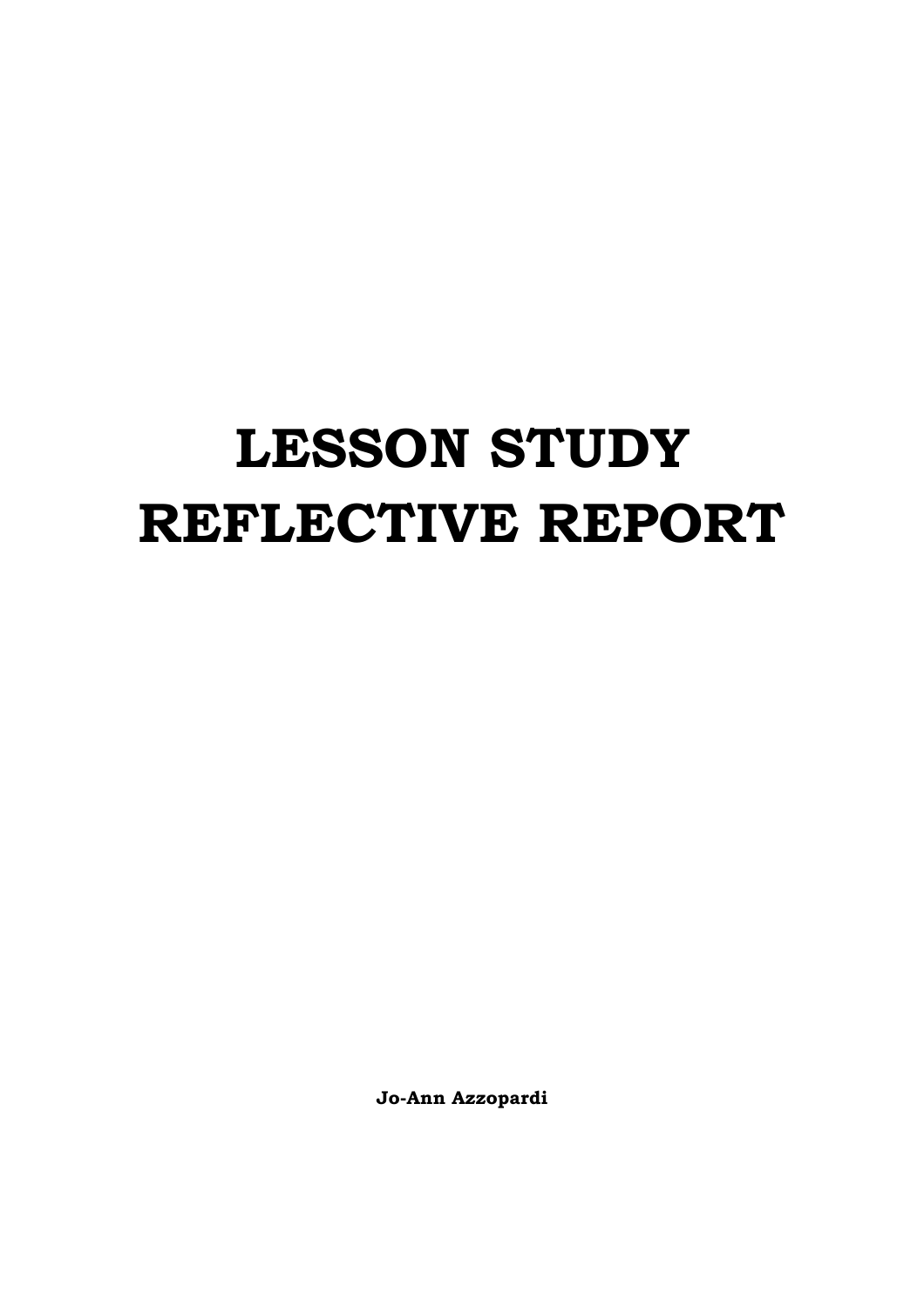# LESSON STUDY REFLECTIVE REPORT

**Jo-Ann Azzopardi**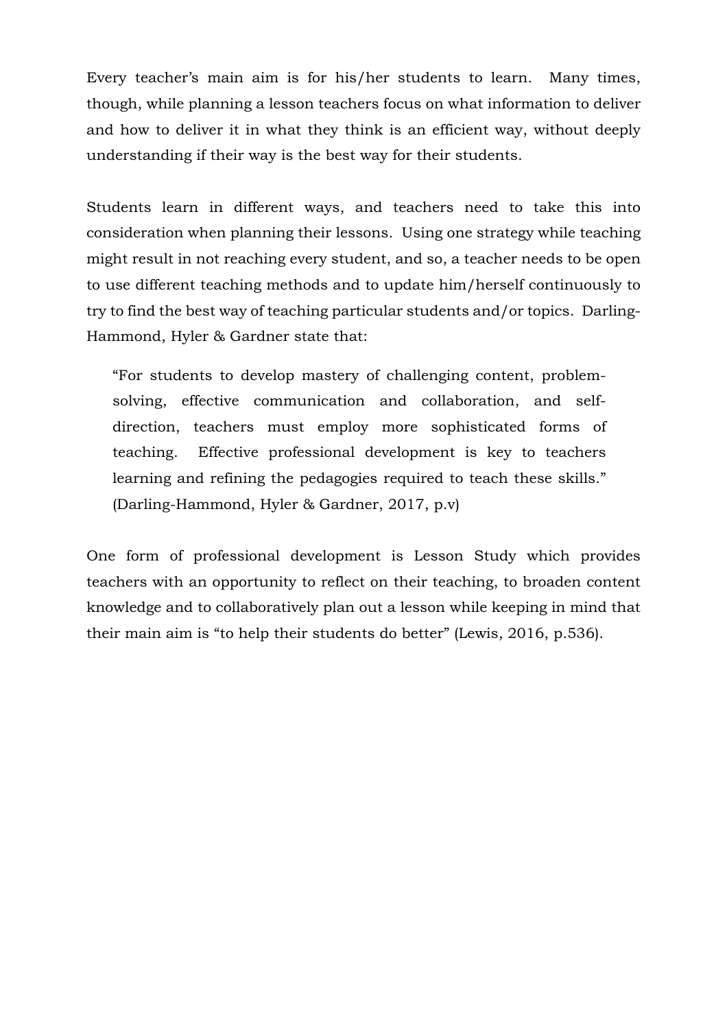Every teacher's main aim is for his/her students to learn. Many times, though, while planning a lesson teachers focus on what information to deliver and how to deliver it in what they think is an efficient way, without deeply understanding if their way is the best way for their students.

Students learn in different ways, and teachers need to take this into consideration when planning their lessons. Using one strategy while teaching might result in not reaching every student, and so, a teacher needs to be open to use different teaching methods and to update him/herself continuously to try to find the best way of teaching particular students and/or topics. Darling-Hammond, Hyler & Gardner state that:

> "For students to develop mastery of challenging content, problem-solving, effective communication and collaboration, and self-direction, teachers must employ more sophisticated forms of teaching. Effective professional development is key to teachers learning and refining the pedagogies required to teach these skills." (Darling-Hammond, Hyler & Gardner, 2017, p.v)

One form of professional development is Lesson Study which provides teachers with an opportunity to reflect on their teaching, to broaden content knowledge and to collaboratively plan out a lesson while keeping in mind that their main aim is "to help their students do better" (Lewis, 2016, p.536).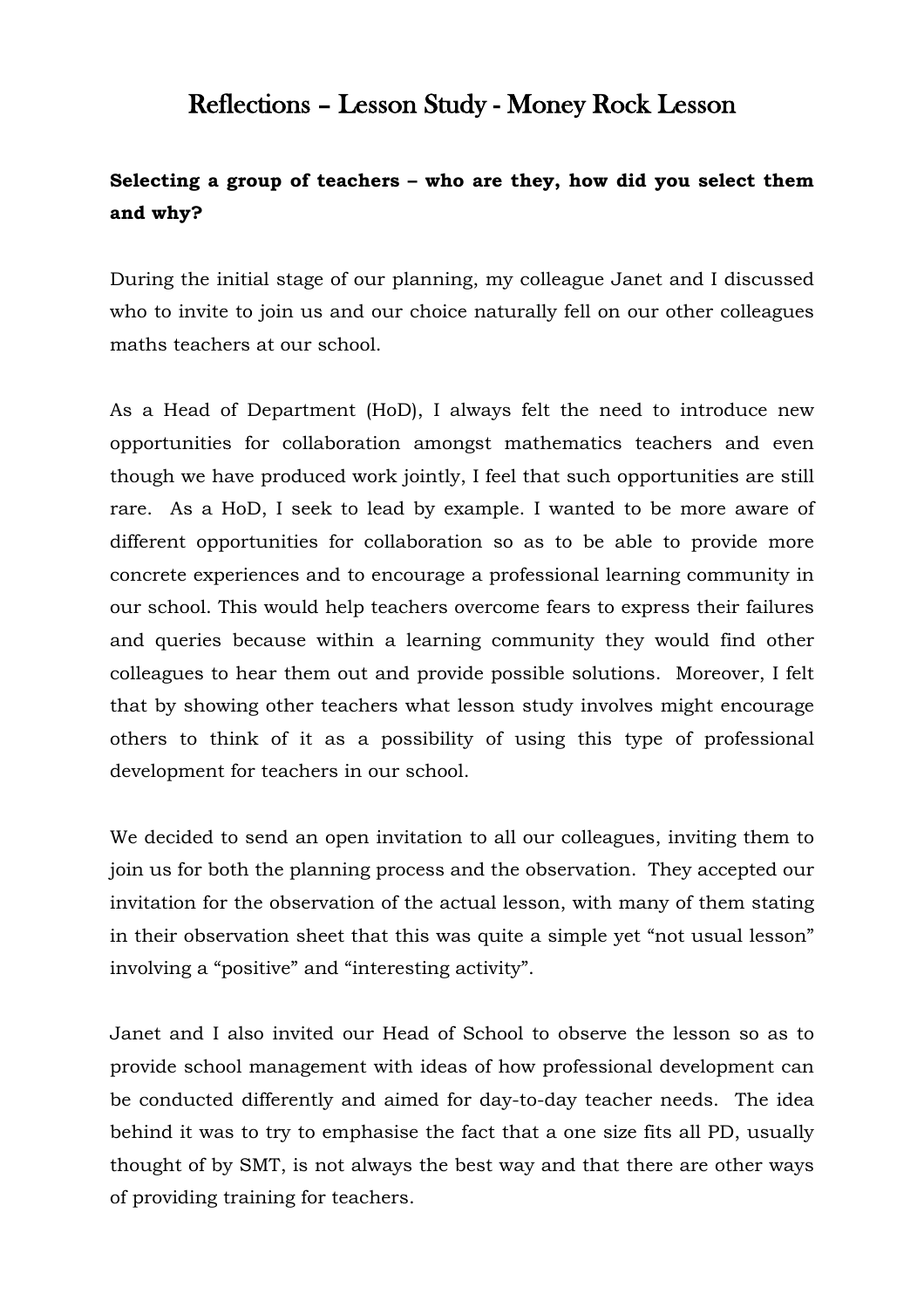# Reflections – Lesson Study - Money Rock Lesson

**Selecting a group of teachers – who are they, how did you select them and why?**

During the initial stage of our planning, my colleague Janet and I discussed who to invite to join us and our choice naturally fell on our other colleagues maths teachers at our school.

As a Head of Department (HoD), I always felt the need to introduce new opportunities for collaboration amongst mathematics teachers and even though we have produced work jointly, I feel that such opportunities are still rare. As a HoD, I seek to lead by example. I wanted to be more aware of different opportunities for collaboration so as to be able to provide more concrete experiences and to encourage a professional learning community in our school. This would help teachers overcome fears to express their failures and queries because within a learning community they would find other colleagues to hear them out and provide possible solutions. Moreover, I felt that by showing other teachers what lesson study involves might encourage others to think of it as a possibility of using this type of professional development for teachers in our school.

We decided to send an open invitation to all our colleagues, inviting them to join us for both the planning process and the observation. They accepted our invitation for the observation of the actual lesson, with many of them stating in their observation sheet that this was quite a simple yet "not usual lesson" involving a "positive" and "interesting activity".

Janet and I also invited our Head of School to observe the lesson so as to provide school management with ideas of how professional development can be conducted differently and aimed for day-to-day teacher needs. The idea behind it was to try to emphasise the fact that a one size fits all PD, usually thought of by SMT, is not always the best way and that there are other ways of providing training for teachers.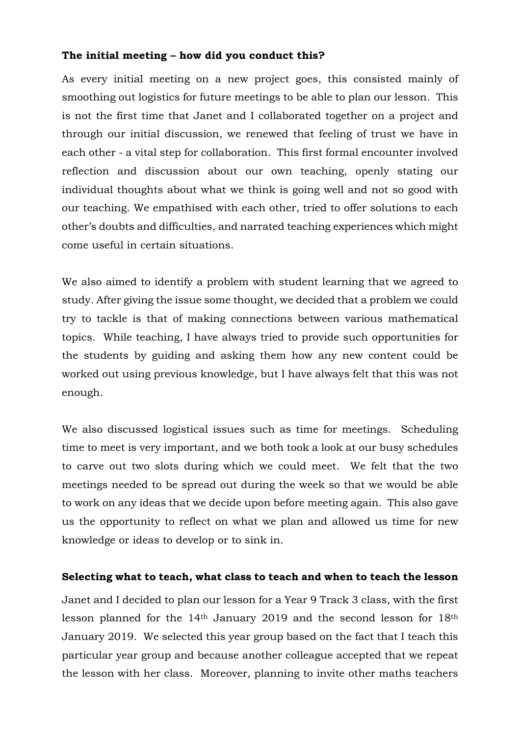**The initial meeting – how did you conduct this?**

As every initial meeting on a new project goes, this consisted mainly of smoothing out logistics for future meetings to be able to plan our lesson. This is not the first time that Janet and I collaborated together on a project and through our initial discussion, we renewed that feeling of trust we have in each other - a vital step for collaboration. This first formal encounter involved reflection and discussion about our own teaching, openly stating our individual thoughts about what we think is going well and not so good with our teaching. We empathised with each other, tried to offer solutions to each other's doubts and difficulties, and narrated teaching experiences which might come useful in certain situations.

We also aimed to identify a problem with student learning that we agreed to study. After giving the issue some thought, we decided that a problem we could try to tackle is that of making connections between various mathematical topics. While teaching, I have always tried to provide such opportunities for the students by guiding and asking them how any new content could be worked out using previous knowledge, but I have always felt that this was not enough.

We also discussed logistical issues such as time for meetings. Scheduling time to meet is very important, and we both took a look at our busy schedules to carve out two slots during which we could meet. We felt that the two meetings needed to be spread out during the week so that we would be able to work on any ideas that we decide upon before meeting again. This also gave us the opportunity to reflect on what we plan and allowed us time for new knowledge or ideas to develop or to sink in.

**Selecting what to teach, what class to teach and when to teach the lesson**

Janet and I decided to plan our lesson for a Year 9 Track 3 class, with the first lesson planned for the 14th January 2019 and the second lesson for 18th January 2019. We selected this year group based on the fact that I teach this particular year group and because another colleague accepted that we repeat the lesson with her class. Moreover, planning to invite other maths teachers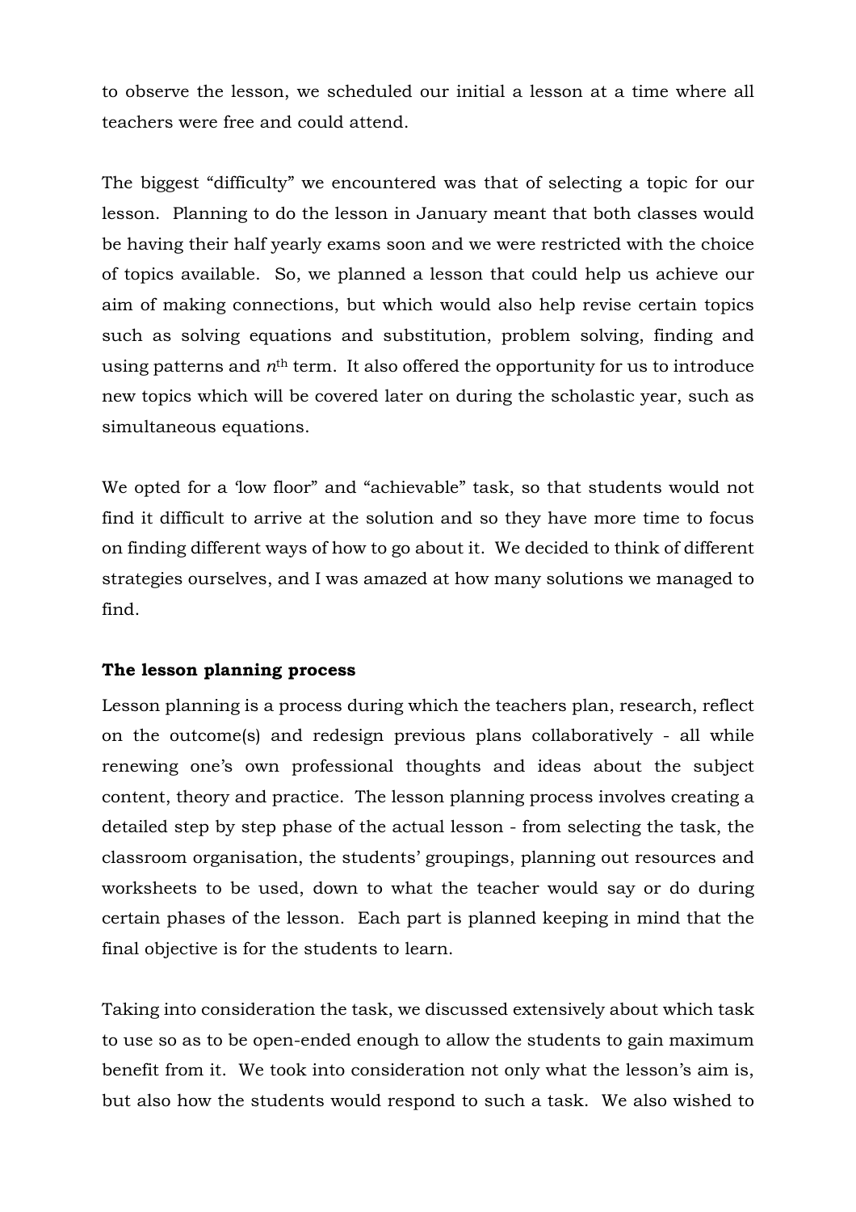to observe the lesson, we scheduled our initial a lesson at a time where all teachers were free and could attend.

The biggest "difficulty" we encountered was that of selecting a topic for our lesson. Planning to do the lesson in January meant that both classes would be having their half yearly exams soon and we were restricted with the choice of topics available. So, we planned a lesson that could help us achieve our aim of making connections, but which would also help revise certain topics such as solving equations and substitution, problem solving, finding and using patterns and $n^{th}$ term. It also offered the opportunity for us to introduce new topics which will be covered later on during the scholastic year, such as simultaneous equations.

We opted for a 'low floor" and "achievable" task, so that students would not find it difficult to arrive at the solution and so they have more time to focus on finding different ways of how to go about it. We decided to think of different strategies ourselves, and I was amazed at how many solutions we managed to find.

**The lesson planning process**

Lesson planning is a process during which the teachers plan, research, reflect on the outcome(s) and redesign previous plans collaboratively - all while renewing one's own professional thoughts and ideas about the subject content, theory and practice. The lesson planning process involves creating a detailed step by step phase of the actual lesson - from selecting the task, the classroom organisation, the students' groupings, planning out resources and worksheets to be used, down to what the teacher would say or do during certain phases of the lesson. Each part is planned keeping in mind that the final objective is for the students to learn.

Taking into consideration the task, we discussed extensively about which task to use so as to be open-ended enough to allow the students to gain maximum benefit from it. We took into consideration not only what the lesson's aim is, but also how the students would respond to such a task. We also wished to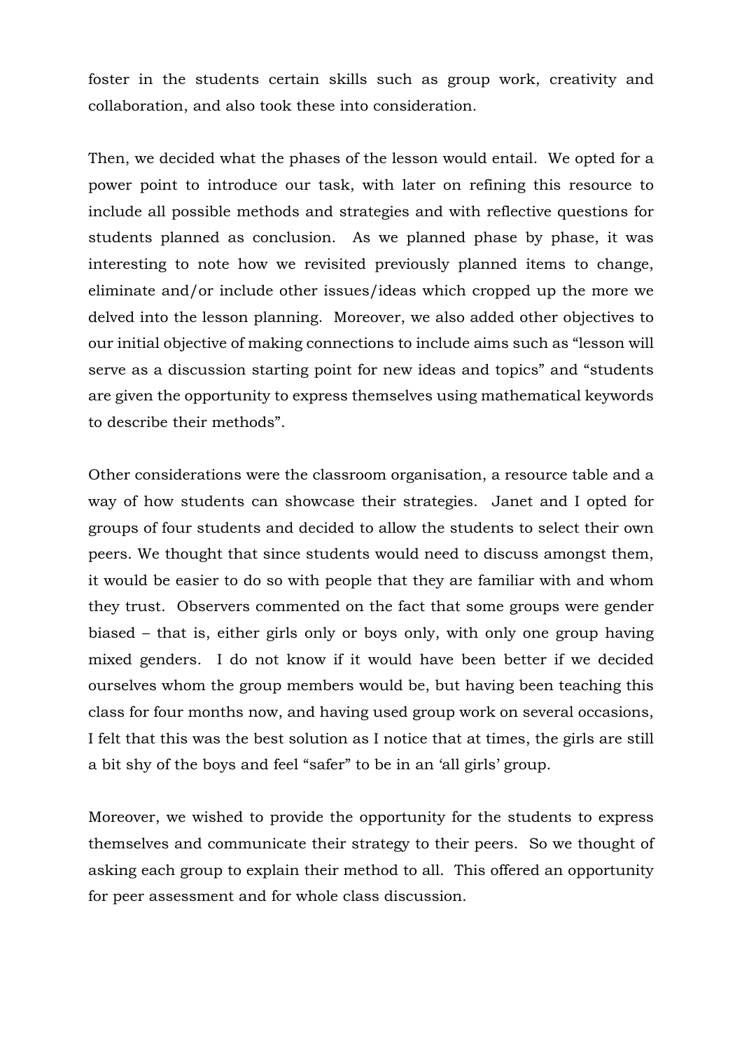foster in the students certain skills such as group work, creativity and collaboration, and also took these into consideration.

Then, we decided what the phases of the lesson would entail. We opted for a power point to introduce our task, with later on refining this resource to include all possible methods and strategies and with reflective questions for students planned as conclusion. As we planned phase by phase, it was interesting to note how we revisited previously planned items to change, eliminate and/or include other issues/ideas which cropped up the more we delved into the lesson planning. Moreover, we also added other objectives to our initial objective of making connections to include aims such as "lesson will serve as a discussion starting point for new ideas and topics" and "students are given the opportunity to express themselves using mathematical keywords to describe their methods".

Other considerations were the classroom organisation, a resource table and a way of how students can showcase their strategies. Janet and I opted for groups of four students and decided to allow the students to select their own peers. We thought that since students would need to discuss amongst them, it would be easier to do so with people that they are familiar with and whom they trust. Observers commented on the fact that some groups were gender biased – that is, either girls only or boys only, with only one group having mixed genders. I do not know if it would have been better if we decided ourselves whom the group members would be, but having been teaching this class for four months now, and having used group work on several occasions, I felt that this was the best solution as I notice that at times, the girls are still a bit shy of the boys and feel "safer" to be in an 'all girls' group.

Moreover, we wished to provide the opportunity for the students to express themselves and communicate their strategy to their peers. So we thought of asking each group to explain their method to all. This offered an opportunity for peer assessment and for whole class discussion.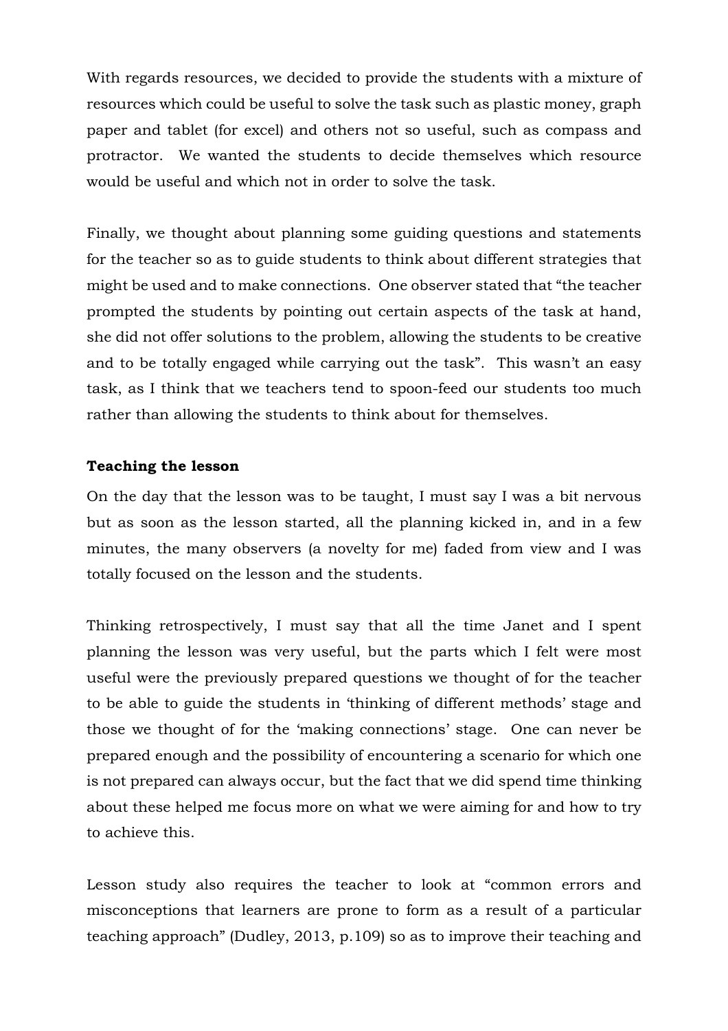With regards resources, we decided to provide the students with a mixture of resources which could be useful to solve the task such as plastic money, graph paper and tablet (for excel) and others not so useful, such as compass and protractor. We wanted the students to decide themselves which resource would be useful and which not in order to solve the task.

Finally, we thought about planning some guiding questions and statements for the teacher so as to guide students to think about different strategies that might be used and to make connections. One observer stated that "the teacher prompted the students by pointing out certain aspects of the task at hand, she did not offer solutions to the problem, allowing the students to be creative and to be totally engaged while carrying out the task". This wasn't an easy task, as I think that we teachers tend to spoon-feed our students too much rather than allowing the students to think about for themselves.

**Teaching the lesson**

On the day that the lesson was to be taught, I must say I was a bit nervous but as soon as the lesson started, all the planning kicked in, and in a few minutes, the many observers (a novelty for me) faded from view and I was totally focused on the lesson and the students.

Thinking retrospectively, I must say that all the time Janet and I spent planning the lesson was very useful, but the parts which I felt were most useful were the previously prepared questions we thought of for the teacher to be able to guide the students in 'thinking of different methods' stage and those we thought of for the 'making connections' stage. One can never be prepared enough and the possibility of encountering a scenario for which one is not prepared can always occur, but the fact that we did spend time thinking about these helped me focus more on what we were aiming for and how to try to achieve this.

Lesson study also requires the teacher to look at "common errors and misconceptions that learners are prone to form as a result of a particular teaching approach" (Dudley, 2013, p.109) so as to improve their teaching and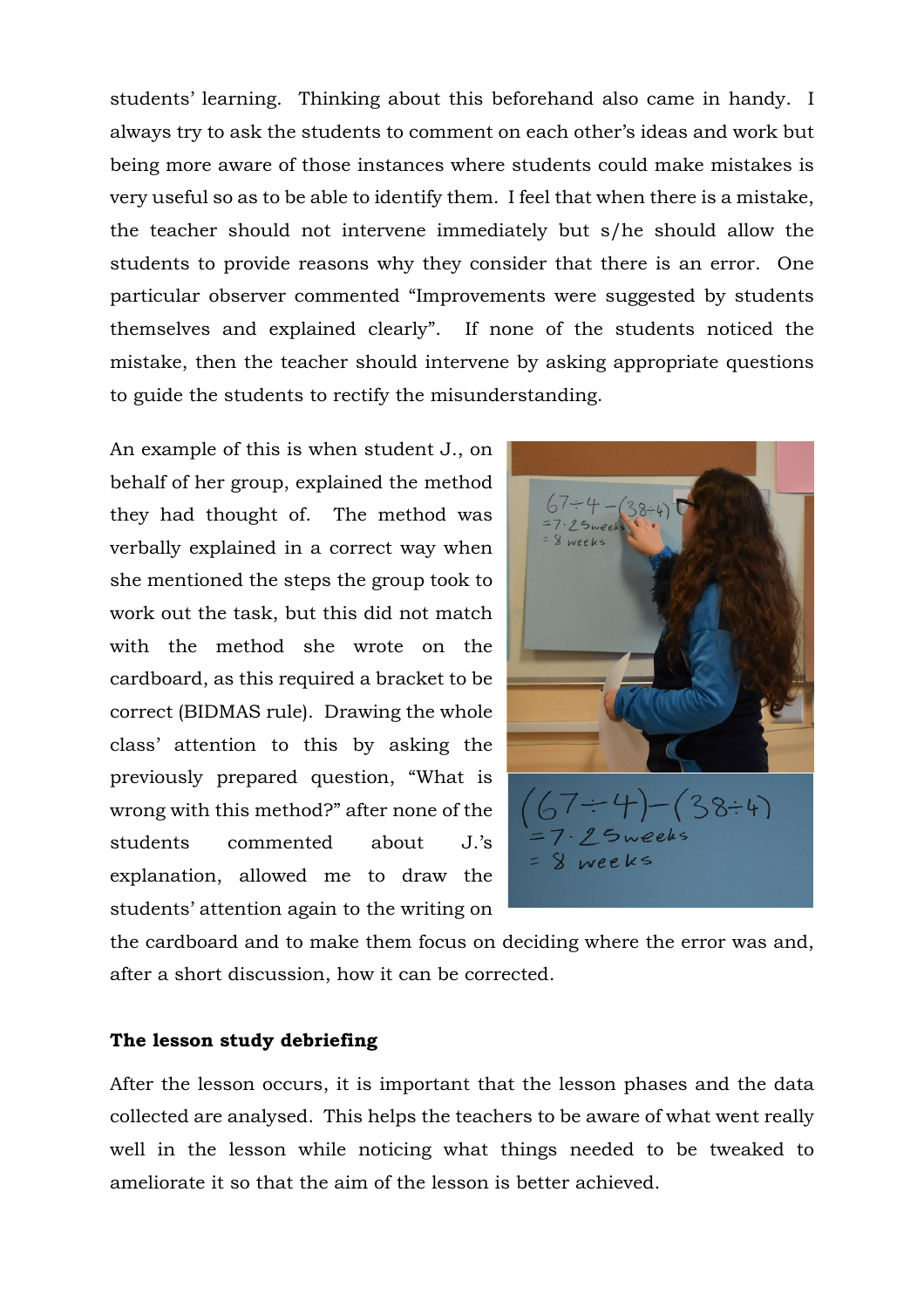students' learning. Thinking about this beforehand also came in handy. I always try to ask the students to comment on each other's ideas and work but being more aware of those instances where students could make mistakes is very useful so as to be able to identify them. I feel that when there is a mistake, the teacher should not intervene immediately but s/he should allow the students to provide reasons why they consider that there is an error. One particular observer commented "Improvements were suggested by students themselves and explained clearly". If none of the students noticed the mistake, then the teacher should intervene by asking appropriate questions to guide the students to rectify the misunderstanding.

An example of this is when student J., on behalf of her group, explained the method they had thought of. The method was verbally explained in a correct way when she mentioned the steps the group took to work out the task, but this did not match with the method she wrote on the cardboard, as this required a bracket to be correct (BIDMAS rule). Drawing the whole class' attention to this by asking the previously prepared question, "What is wrong with this method?" after none of the students commented about J.'s explanation, allowed me to draw the students' attention again to the writing on the cardboard and to make them focus on deciding where the error was and, after a short discussion, how it can be corrected.

## The lesson study debriefing

After the lesson occurs, it is important that the lesson phases and the data collected are analysed. This helps the teachers to be aware of what went really well in the lesson while noticing what things needed to be tweaked to ameliorate it so that the aim of the lesson is better achieved.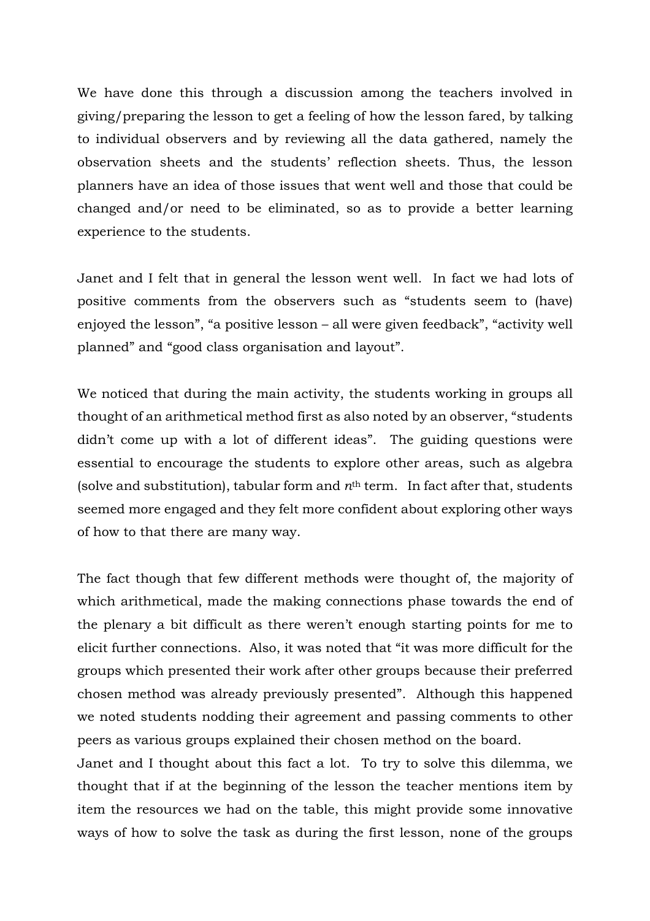We have done this through a discussion among the teachers involved in giving/preparing the lesson to get a feeling of how the lesson fared, by talking to individual observers and by reviewing all the data gathered, namely the observation sheets and the students' reflection sheets. Thus, the lesson planners have an idea of those issues that went well and those that could be changed and/or need to be eliminated, so as to provide a better learning experience to the students.

Janet and I felt that in general the lesson went well. In fact we had lots of positive comments from the observers such as "students seem to (have) enjoyed the lesson", "a positive lesson – all were given feedback", "activity well planned" and "good class organisation and layout".

We noticed that during the main activity, the students working in groups all thought of an arithmetical method first as also noted by an observer, "students didn't come up with a lot of different ideas". The guiding questions were essential to encourage the students to explore other areas, such as algebra (solve and substitution), tabular form and $n^{th}$ term. In fact after that, students seemed more engaged and they felt more confident about exploring other ways of how to that there are many way.

The fact though that few different methods were thought of, the majority of which arithmetical, made the making connections phase towards the end of the plenary a bit difficult as there weren't enough starting points for me to elicit further connections. Also, it was noted that "it was more difficult for the groups which presented their work after other groups because their preferred chosen method was already previously presented". Although this happened we noted students nodding their agreement and passing comments to other peers as various groups explained their chosen method on the board.

Janet and I thought about this fact a lot. To try to solve this dilemma, we thought that if at the beginning of the lesson the teacher mentions item by item the resources we had on the table, this might provide some innovative ways of how to solve the task as during the first lesson, none of the groups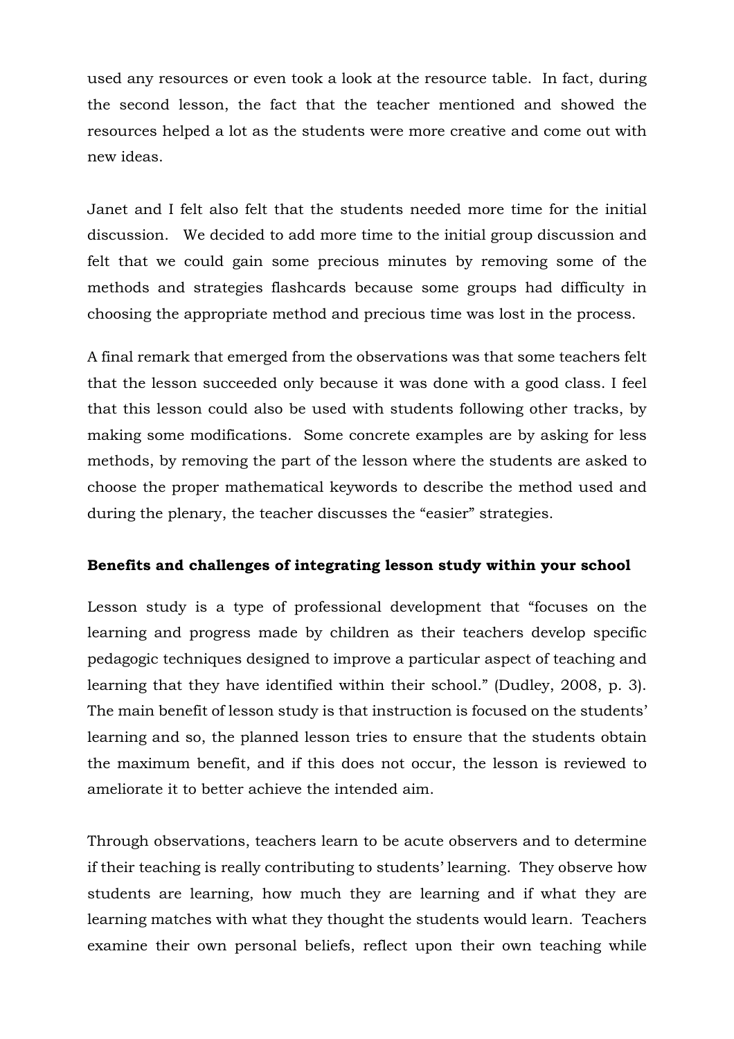used any resources or even took a look at the resource table. In fact, during the second lesson, the fact that the teacher mentioned and showed the resources helped a lot as the students were more creative and come out with new ideas.

Janet and I felt also felt that the students needed more time for the initial discussion. We decided to add more time to the initial group discussion and felt that we could gain some precious minutes by removing some of the methods and strategies flashcards because some groups had difficulty in choosing the appropriate method and precious time was lost in the process.

A final remark that emerged from the observations was that some teachers felt that the lesson succeeded only because it was done with a good class. I feel that this lesson could also be used with students following other tracks, by making some modifications. Some concrete examples are by asking for less methods, by removing the part of the lesson where the students are asked to choose the proper mathematical keywords to describe the method used and during the plenary, the teacher discusses the "easier" strategies.

**Benefits and challenges of integrating lesson study within your school**

Lesson study is a type of professional development that "focuses on the learning and progress made by children as their teachers develop specific pedagogic techniques designed to improve a particular aspect of teaching and learning that they have identified within their school." (Dudley, 2008, p. 3). The main benefit of lesson study is that instruction is focused on the students' learning and so, the planned lesson tries to ensure that the students obtain the maximum benefit, and if this does not occur, the lesson is reviewed to ameliorate it to better achieve the intended aim.

Through observations, teachers learn to be acute observers and to determine if their teaching is really contributing to students' learning. They observe how students are learning, how much they are learning and if what they are learning matches with what they thought the students would learn. Teachers examine their own personal beliefs, reflect upon their own teaching while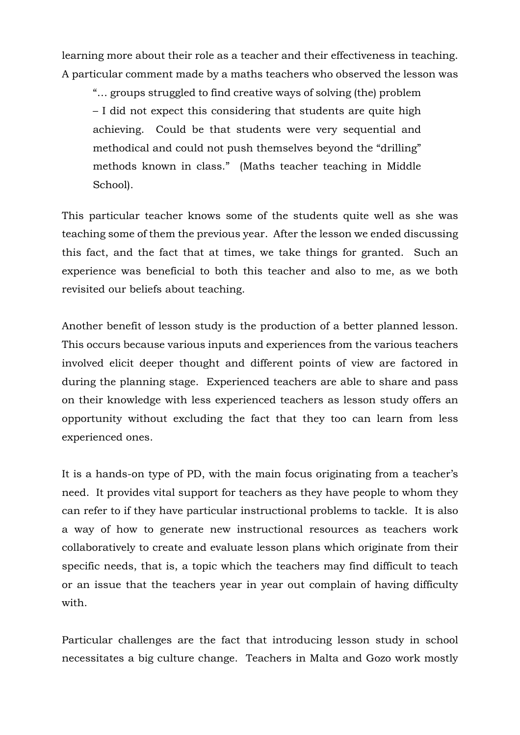learning more about their role as a teacher and their effectiveness in teaching. A particular comment made by a maths teachers who observed the lesson was

> "… groups struggled to find creative ways of solving (the) problem – I did not expect this considering that students are quite high achieving. Could be that students were very sequential and methodical and could not push themselves beyond the "drilling" methods known in class." (Maths teacher teaching in Middle School).

This particular teacher knows some of the students quite well as she was teaching some of them the previous year. After the lesson we ended discussing this fact, and the fact that at times, we take things for granted. Such an experience was beneficial to both this teacher and also to me, as we both revisited our beliefs about teaching.

Another benefit of lesson study is the production of a better planned lesson. This occurs because various inputs and experiences from the various teachers involved elicit deeper thought and different points of view are factored in during the planning stage. Experienced teachers are able to share and pass on their knowledge with less experienced teachers as lesson study offers an opportunity without excluding the fact that they too can learn from less experienced ones.

It is a hands-on type of PD, with the main focus originating from a teacher's need. It provides vital support for teachers as they have people to whom they can refer to if they have particular instructional problems to tackle. It is also a way of how to generate new instructional resources as teachers work collaboratively to create and evaluate lesson plans which originate from their specific needs, that is, a topic which the teachers may find difficult to teach or an issue that the teachers year in year out complain of having difficulty with.

Particular challenges are the fact that introducing lesson study in school necessitates a big culture change. Teachers in Malta and Gozo work mostly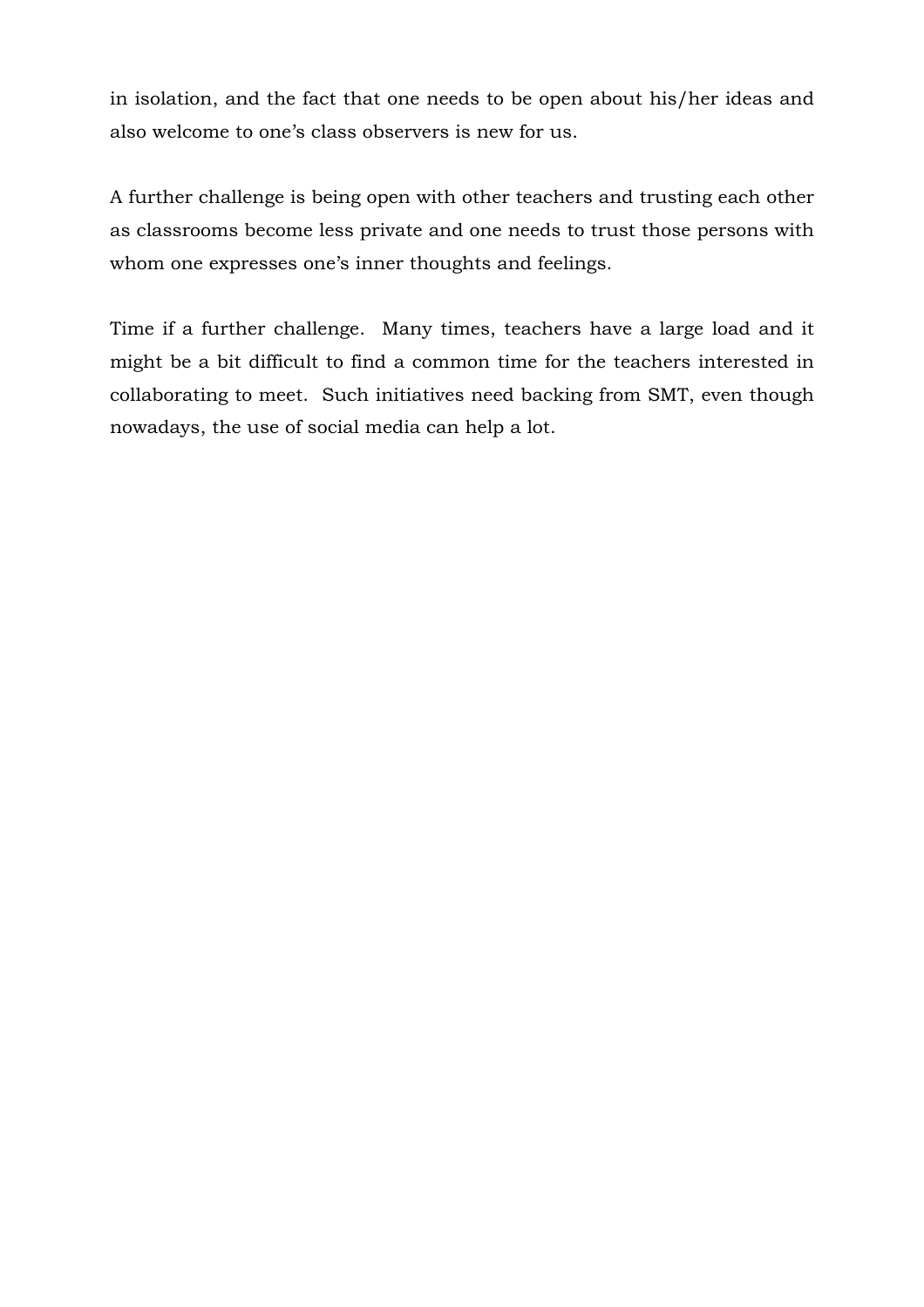in isolation, and the fact that one needs to be open about his/her ideas and also welcome to one's class observers is new for us.

A further challenge is being open with other teachers and trusting each other as classrooms become less private and one needs to trust those persons with whom one expresses one's inner thoughts and feelings.

Time if a further challenge. Many times, teachers have a large load and it might be a bit difficult to find a common time for the teachers interested in collaborating to meet. Such initiatives need backing from SMT, even though nowadays, the use of social media can help a lot.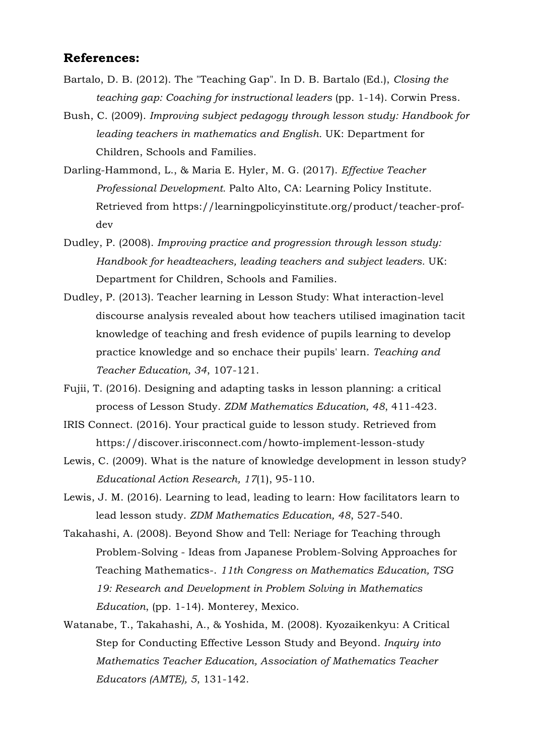## References:

Bartalo, D. B. (2012). The "Teaching Gap". In D. B. Bartalo (Ed.), *Closing the teaching gap: Coaching for instructional leaders* (pp. 1-14). Corwin Press.

Bush, C. (2009). *Improving subject pedagogy through lesson study: Handbook for leading teachers in mathematics and English.* UK: Department for Children, Schools and Families.

Darling-Hammond, L., & Maria E. Hyler, M. G. (2017). *Effective Teacher Professional Development.* Palto Alto, CA: Learning Policy Institute. Retrieved from https://learningpolicyinstitute.org/product/teacher-prof-dev

Dudley, P. (2008). *Improving practice and progression through lesson study: Handbook for headteachers, leading teachers and subject leaders.* UK: Department for Children, Schools and Families.

Dudley, P. (2013). Teacher learning in Lesson Study: What interaction-level discourse analysis revealed about how teachers utilised imagination tacit knowledge of teaching and fresh evidence of pupils learning to develop practice knowledge and so enchace their pupils' learn. *Teaching and Teacher Education, 34*, 107-121.

Fujii, T. (2016). Designing and adapting tasks in lesson planning: a critical process of Lesson Study. *ZDM Mathematics Education, 48*, 411-423.

IRIS Connect. (2016). Your practical guide to lesson study. Retrieved from https://discover.irisconnect.com/howto-implement-lesson-study

Lewis, C. (2009). What is the nature of knowledge development in lesson study? *Educational Action Research, 17*(1), 95-110.

Lewis, J. M. (2016). Learning to lead, leading to learn: How facilitators learn to lead lesson study. *ZDM Mathematics Education, 48*, 527-540.

Takahashi, A. (2008). Beyond Show and Tell: Neriage for Teaching through Problem-Solving - Ideas from Japanese Problem-Solving Approaches for Teaching Mathematics-. *11th Congress on Mathematics Education, TSG 19: Research and Development in Problem Solving in Mathematics Education*, (pp. 1-14). Monterey, Mexico.

Watanabe, T., Takahashi, A., & Yoshida, M. (2008). Kyozaikenkyu: A Critical Step for Conducting Effective Lesson Study and Beyond. *Inquiry into Mathematics Teacher Education, Association of Mathematics Teacher Educators (AMTE), 5*, 131-142.